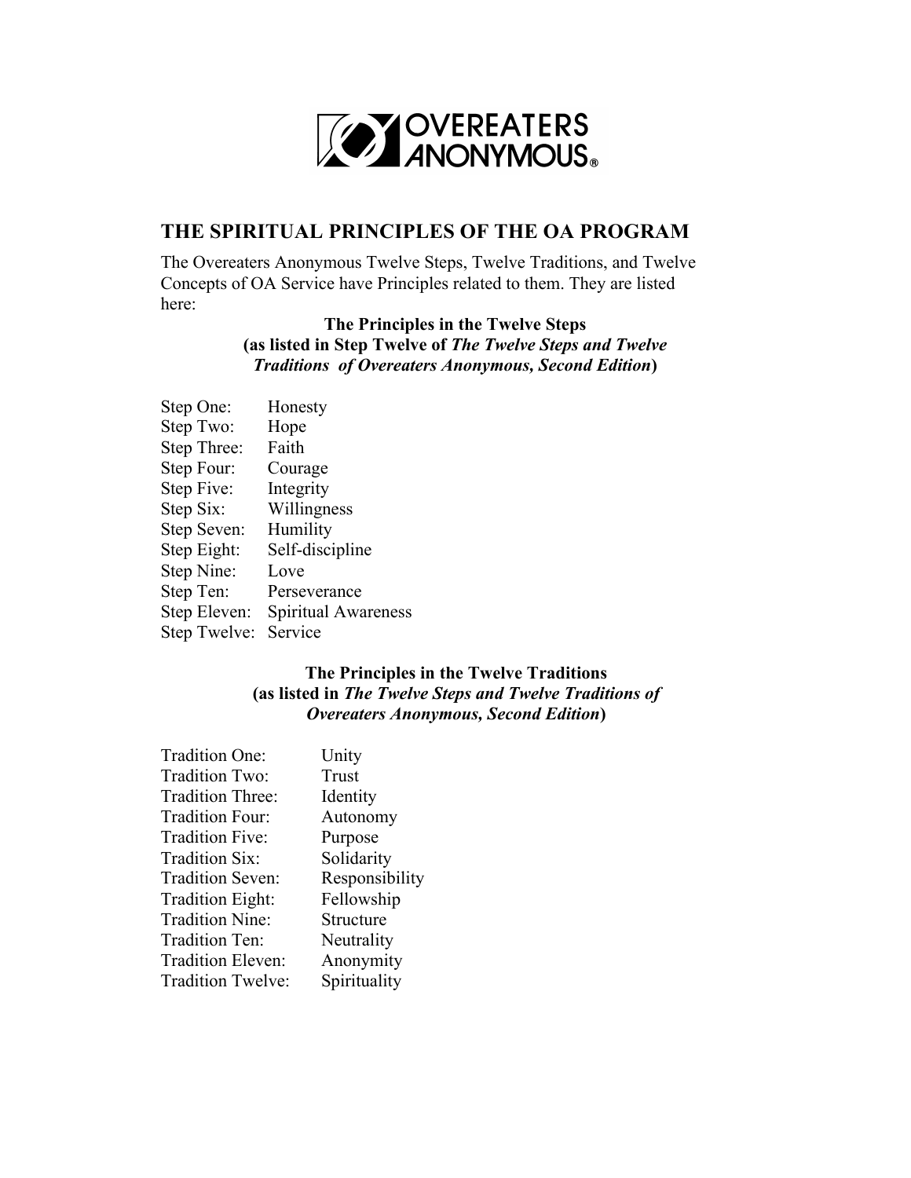OVEREATERS ANONYMOUS®

## THE SPIRITUAL PRINCIPLES OF THE OA PROGRAM

The Overeaters Anonymous Twelve Steps, Twelve Traditions, and Twelve Concepts of OA Service have Principles related to them. They are listed here:

### The Principles in the Twelve Steps (as listed in Step Twelve of *The Twelve Steps and Twelve Traditions of Overeaters Anonymous, Second Edition*)

| | |
|---|---|
| Step One: | Honesty |
| Step Two: | Hope |
| Step Three: | Faith |
| Step Four: | Courage |
| Step Five: | Integrity |
| Step Six: | Willingness |
| Step Seven: | Humility |
| Step Eight: | Self-discipline |
| Step Nine: | Love |
| Step Ten: | Perseverance |
| Step Eleven: | Spiritual Awareness |
| Step Twelve: | Service |

### The Principles in the Twelve Traditions (as listed in *The Twelve Steps and Twelve Traditions of Overeaters Anonymous, Second Edition*)

| | |
|---|---|
| Tradition One: | Unity |
| Tradition Two: | Trust |
| Tradition Three: | Identity |
| Tradition Four: | Autonomy |
| Tradition Five: | Purpose |
| Tradition Six: | Solidarity |
| Tradition Seven: | Responsibility |
| Tradition Eight: | Fellowship |
| Tradition Nine: | Structure |
| Tradition Ten: | Neutrality |
| Tradition Eleven: | Anonymity |
| Tradition Twelve: | Spirituality |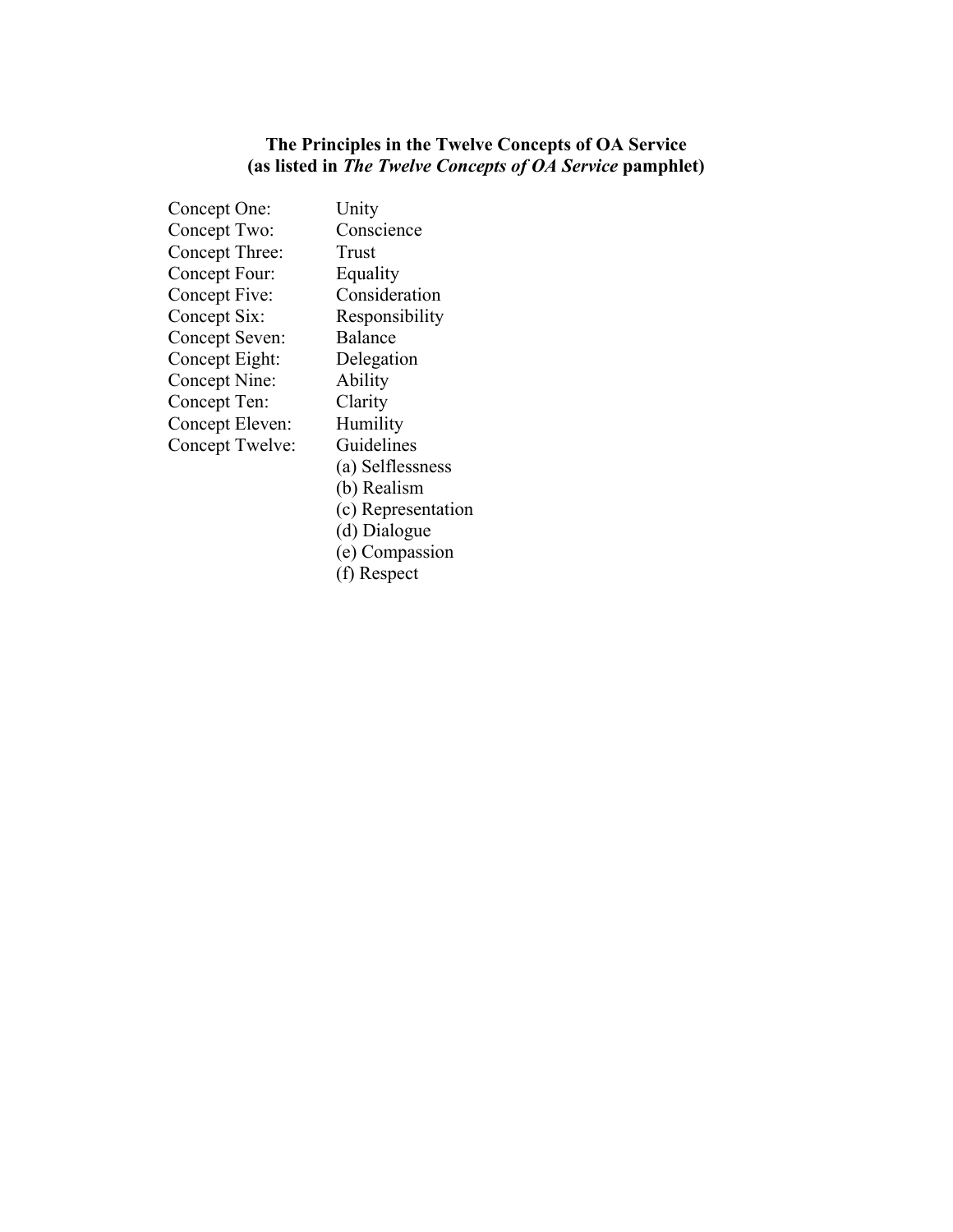**The Principles in the Twelve Concepts of OA Service**
**(as listed in *The Twelve Concepts of OA Service* pamphlet)**

| | |
|---|---|
| Concept One: | Unity |
| Concept Two: | Conscience |
| Concept Three: | Trust |
| Concept Four: | Equality |
| Concept Five: | Consideration |
| Concept Six: | Responsibility |
| Concept Seven: | Balance |
| Concept Eight: | Delegation |
| Concept Nine: | Ability |
| Concept Ten: | Clarity |
| Concept Eleven: | Humility |
| Concept Twelve: | Guidelines |
| | (a) Selflessness |
| | (b) Realism |
| | (c) Representation |
| | (d) Dialogue |
| | (e) Compassion |
| | (f) Respect |